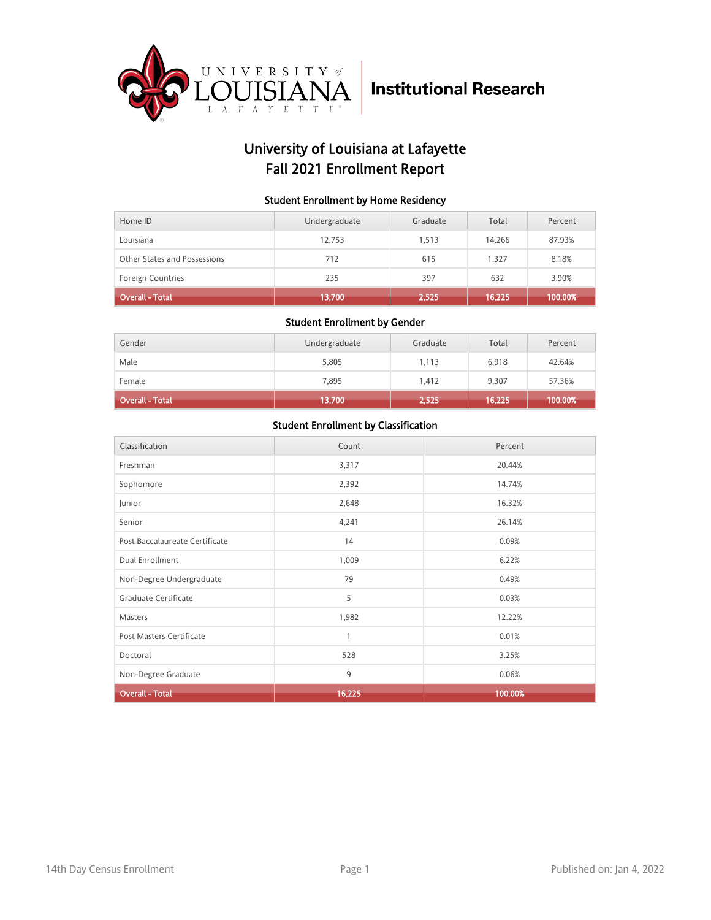University of Louisiana at Lafayette

Institutional Research

# University of Louisiana at Lafayette
# Fall 2021 Enrollment Report

### Student Enrollment by Home Residency

| Home ID | Undergraduate | Graduate | Total | Percent |
|---|---|---|---|---|
| Louisiana | 12,753 | 1,513 | 14,266 | 87.93% |
| Other States and Possessions | 712 | 615 | 1,327 | 8.18% |
| Foreign Countries | 235 | 397 | 632 | 3.90% |
| Overall - Total | 13,700 | 2,525 | 16,225 | 100.00% |

### Student Enrollment by Gender

| Gender | Undergraduate | Graduate | Total | Percent |
|---|---|---|---|---|
| Male | 5,805 | 1,113 | 6,918 | 42.64% |
| Female | 7,895 | 1,412 | 9,307 | 57.36% |
| Overall - Total | 13,700 | 2,525 | 16,225 | 100.00% |

### Student Enrollment by Classification

| Classification | Count | Percent |
|---|---|---|
| Freshman | 3,317 | 20.44% |
| Sophomore | 2,392 | 14.74% |
| Junior | 2,648 | 16.32% |
| Senior | 4,241 | 26.14% |
| Post Baccalaureate Certificate | 14 | 0.09% |
| Dual Enrollment | 1,009 | 6.22% |
| Non-Degree Undergraduate | 79 | 0.49% |
| Graduate Certificate | 5 | 0.03% |
| Masters | 1,982 | 12.22% |
| Post Masters Certificate | 1 | 0.01% |
| Doctoral | 528 | 3.25% |
| Non-Degree Graduate | 9 | 0.06% |
| Overall - Total | 16,225 | 100.00% |

14th Day Census Enrollment

Published on: Jan 4, 2022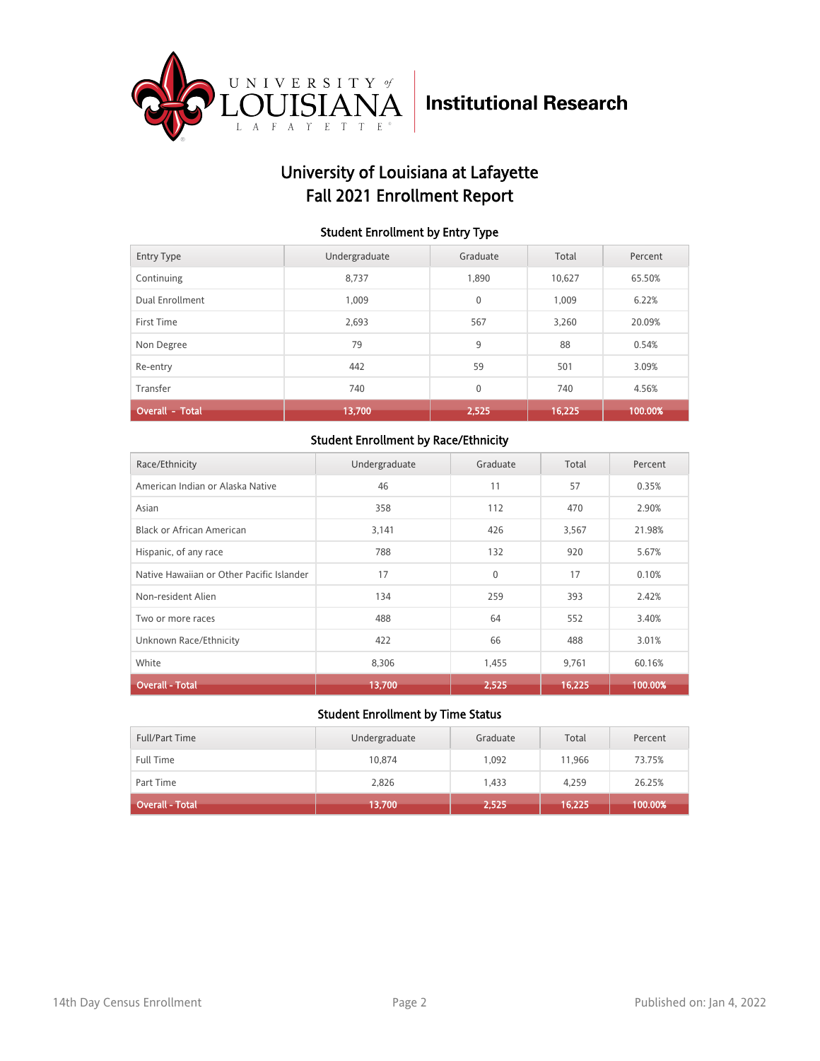# University of Louisiana at Lafayette
# Fall 2021 Enrollment Report

### Student Enrollment by Entry Type

| Entry Type | Undergraduate | Graduate | Total | Percent |
|---|---|---|---|---|
| Continuing | 8,737 | 1,890 | 10,627 | 65.50% |
| Dual Enrollment | 1,009 | 0 | 1,009 | 6.22% |
| First Time | 2,693 | 567 | 3,260 | 20.09% |
| Non Degree | 79 | 9 | 88 | 0.54% |
| Re-entry | 442 | 59 | 501 | 3.09% |
| Transfer | 740 | 0 | 740 | 4.56% |
| **Overall - Total** | **13,700** | **2,525** | **16,225** | **100.00%** |

### Student Enrollment by Race/Ethnicity

| Race/Ethnicity | Undergraduate | Graduate | Total | Percent |
|---|---|---|---|---|
| American Indian or Alaska Native | 46 | 11 | 57 | 0.35% |
| Asian | 358 | 112 | 470 | 2.90% |
| Black or African American | 3,141 | 426 | 3,567 | 21.98% |
| Hispanic, of any race | 788 | 132 | 920 | 5.67% |
| Native Hawaiian or Other Pacific Islander | 17 | 0 | 17 | 0.10% |
| Non-resident Alien | 134 | 259 | 393 | 2.42% |
| Two or more races | 488 | 64 | 552 | 3.40% |
| Unknown Race/Ethnicity | 422 | 66 | 488 | 3.01% |
| White | 8,306 | 1,455 | 9,761 | 60.16% |
| **Overall - Total** | **13,700** | **2,525** | **16,225** | **100.00%** |

### Student Enrollment by Time Status

| Full/Part Time | Undergraduate | Graduate | Total | Percent |
|---|---|---|---|---|
| Full Time | 10,874 | 1,092 | 11,966 | 73.75% |
| Part Time | 2,826 | 1,433 | 4,259 | 26.25% |
| **Overall - Total** | **13,700** | **2,525** | **16,225** | **100.00%** |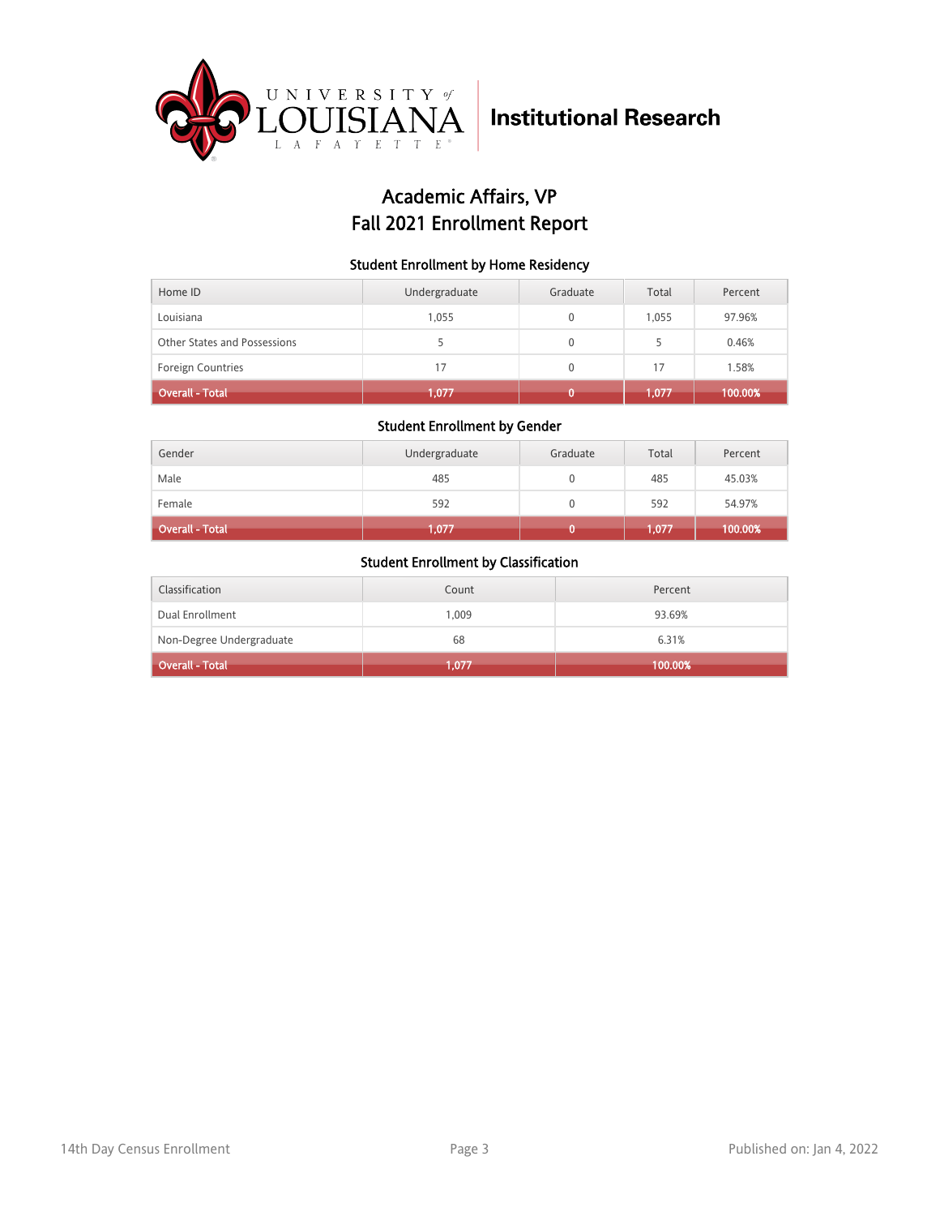University of Louisiana Lafayette — Institutional Research

# Academic Affairs, VP
# Fall 2021 Enrollment Report

### Student Enrollment by Home Residency

| Home ID | Undergraduate | Graduate | Total | Percent |
|---|---|---|---|---|
| Louisiana | 1,055 | 0 | 1,055 | 97.96% |
| Other States and Possessions | 5 | 0 | 5 | 0.46% |
| Foreign Countries | 17 | 0 | 17 | 1.58% |
| **Overall - Total** | **1,077** | **0** | **1,077** | **100.00%** |

### Student Enrollment by Gender

| Gender | Undergraduate | Graduate | Total | Percent |
|---|---|---|---|---|
| Male | 485 | 0 | 485 | 45.03% |
| Female | 592 | 0 | 592 | 54.97% |
| **Overall - Total** | **1,077** | **0** | **1,077** | **100.00%** |

### Student Enrollment by Classification

| Classification | Count | Percent |
|---|---|---|
| Dual Enrollment | 1,009 | 93.69% |
| Non-Degree Undergraduate | 68 | 6.31% |
| **Overall - Total** | **1,077** | **100.00%** |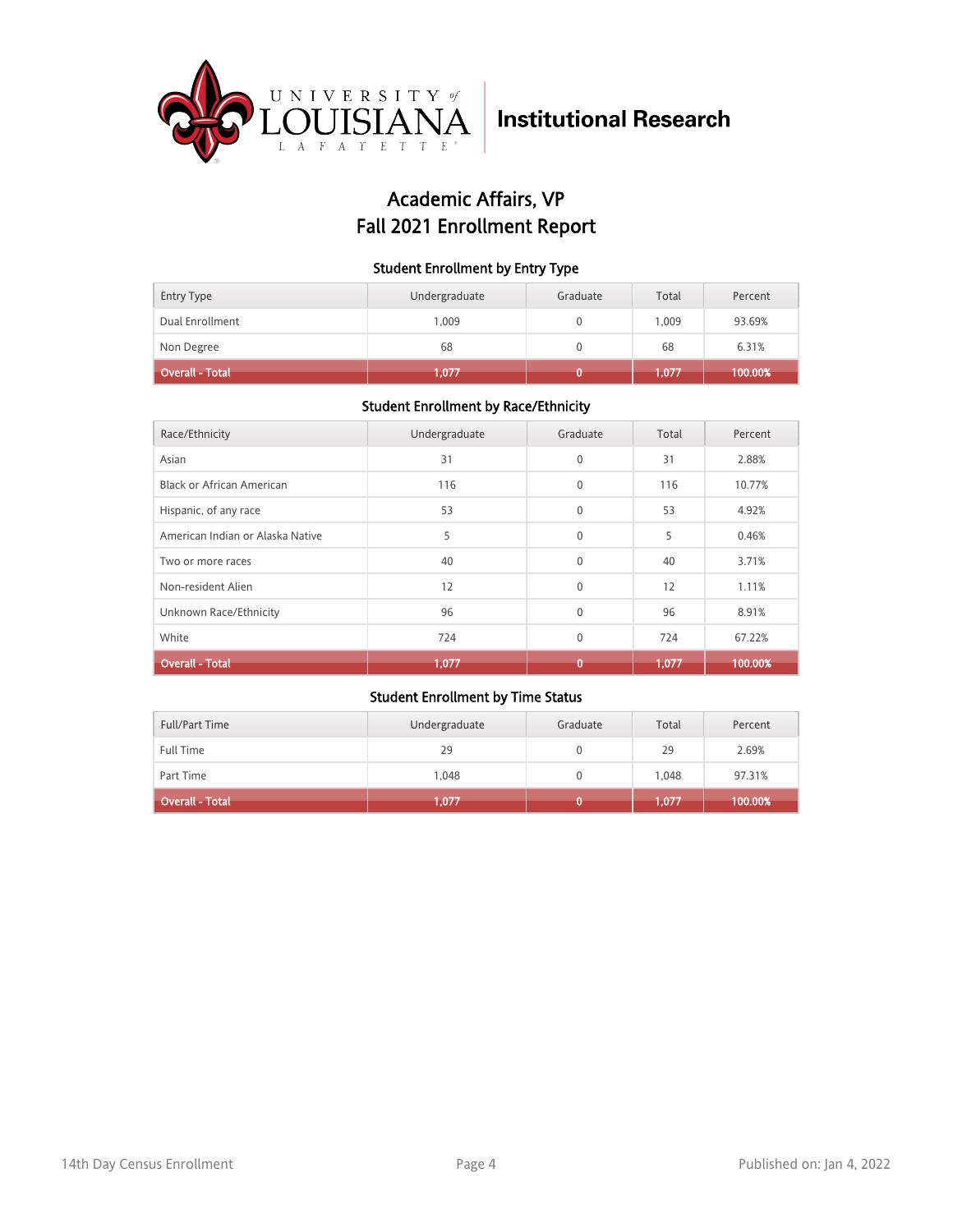University of Louisiana Lafayette — Institutional Research

# Academic Affairs, VP
# Fall 2021 Enrollment Report

### Student Enrollment by Entry Type

| Entry Type | Undergraduate | Graduate | Total | Percent |
|---|---|---|---|---|
| Dual Enrollment | 1,009 | 0 | 1,009 | 93.69% |
| Non Degree | 68 | 0 | 68 | 6.31% |
| **Overall - Total** | **1,077** | **0** | **1,077** | **100.00%** |

### Student Enrollment by Race/Ethnicity

| Race/Ethnicity | Undergraduate | Graduate | Total | Percent |
|---|---|---|---|---|
| Asian | 31 | 0 | 31 | 2.88% |
| Black or African American | 116 | 0 | 116 | 10.77% |
| Hispanic, of any race | 53 | 0 | 53 | 4.92% |
| American Indian or Alaska Native | 5 | 0 | 5 | 0.46% |
| Two or more races | 40 | 0 | 40 | 3.71% |
| Non-resident Alien | 12 | 0 | 12 | 1.11% |
| Unknown Race/Ethnicity | 96 | 0 | 96 | 8.91% |
| White | 724 | 0 | 724 | 67.22% |
| **Overall - Total** | **1,077** | **0** | **1,077** | **100.00%** |

### Student Enrollment by Time Status

| Full/Part Time | Undergraduate | Graduate | Total | Percent |
|---|---|---|---|---|
| Full Time | 29 | 0 | 29 | 2.69% |
| Part Time | 1,048 | 0 | 1,048 | 97.31% |
| **Overall - Total** | **1,077** | **0** | **1,077** | **100.00%** |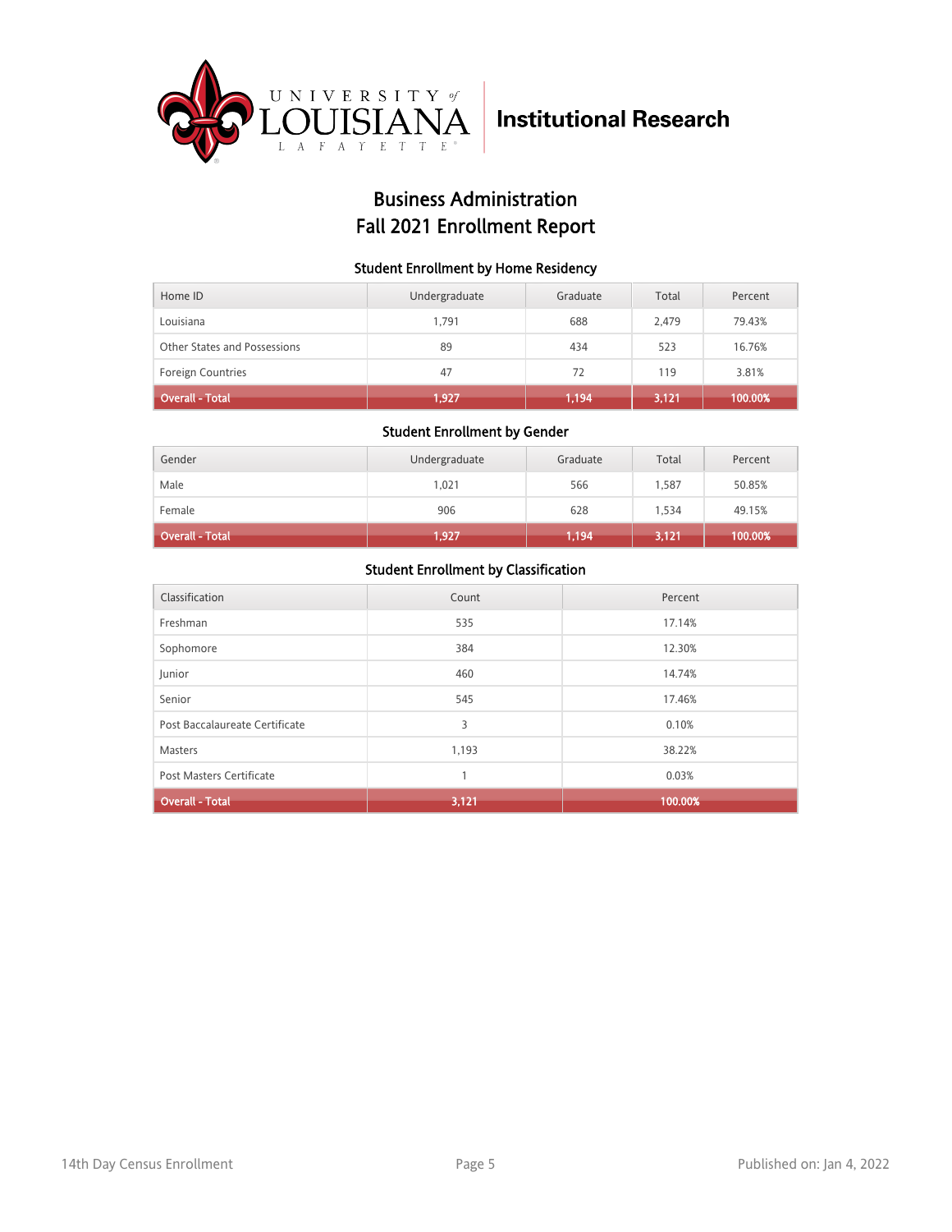University of Louisiana Lafayette | Institutional Research

# Business Administration
# Fall 2021 Enrollment Report

### Student Enrollment by Home Residency

| Home ID | Undergraduate | Graduate | Total | Percent |
|---|---|---|---|---|
| Louisiana | 1,791 | 688 | 2,479 | 79.43% |
| Other States and Possessions | 89 | 434 | 523 | 16.76% |
| Foreign Countries | 47 | 72 | 119 | 3.81% |
| **Overall - Total** | **1,927** | **1,194** | **3,121** | **100.00%** |

### Student Enrollment by Gender

| Gender | Undergraduate | Graduate | Total | Percent |
|---|---|---|---|---|
| Male | 1,021 | 566 | 1,587 | 50.85% |
| Female | 906 | 628 | 1,534 | 49.15% |
| **Overall - Total** | **1,927** | **1,194** | **3,121** | **100.00%** |

### Student Enrollment by Classification

| Classification | Count | Percent |
|---|---|---|
| Freshman | 535 | 17.14% |
| Sophomore | 384 | 12.30% |
| Junior | 460 | 14.74% |
| Senior | 545 | 17.46% |
| Post Baccalaureate Certificate | 3 | 0.10% |
| Masters | 1,193 | 38.22% |
| Post Masters Certificate | 1 | 0.03% |
| **Overall - Total** | **3,121** | **100.00%** |

14th Day Census Enrollment

Published on: Jan 4, 2022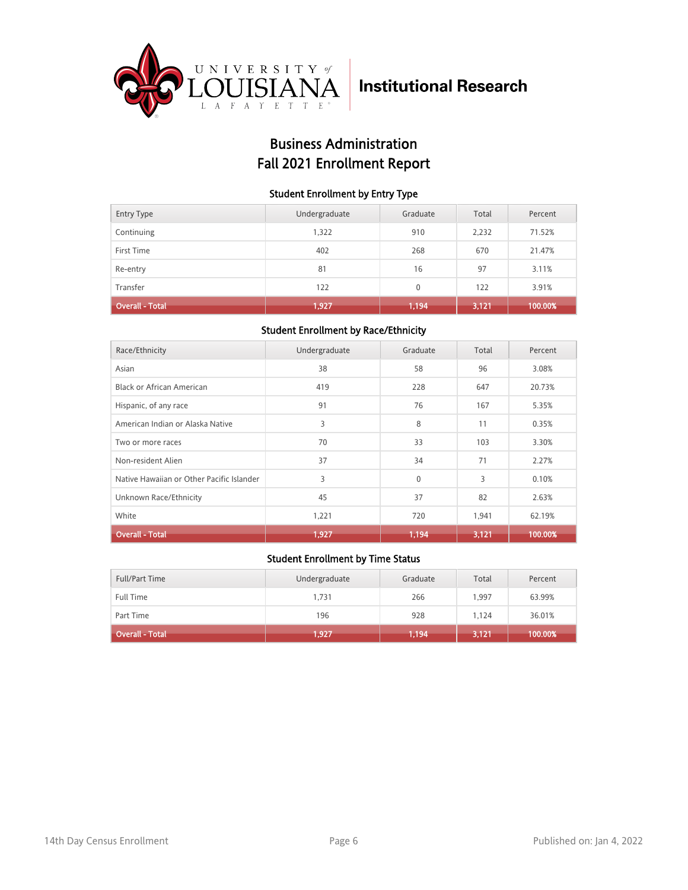University of Louisiana Lafayette | Institutional Research

# Business Administration
# Fall 2021 Enrollment Report

### Student Enrollment by Entry Type

| Entry Type | Undergraduate | Graduate | Total | Percent |
|---|---|---|---|---|
| Continuing | 1,322 | 910 | 2,232 | 71.52% |
| First Time | 402 | 268 | 670 | 21.47% |
| Re-entry | 81 | 16 | 97 | 3.11% |
| Transfer | 122 | 0 | 122 | 3.91% |
| **Overall - Total** | **1,927** | **1,194** | **3,121** | **100.00%** |

### Student Enrollment by Race/Ethnicity

| Race/Ethnicity | Undergraduate | Graduate | Total | Percent |
|---|---|---|---|---|
| Asian | 38 | 58 | 96 | 3.08% |
| Black or African American | 419 | 228 | 647 | 20.73% |
| Hispanic, of any race | 91 | 76 | 167 | 5.35% |
| American Indian or Alaska Native | 3 | 8 | 11 | 0.35% |
| Two or more races | 70 | 33 | 103 | 3.30% |
| Non-resident Alien | 37 | 34 | 71 | 2.27% |
| Native Hawaiian or Other Pacific Islander | 3 | 0 | 3 | 0.10% |
| Unknown Race/Ethnicity | 45 | 37 | 82 | 2.63% |
| White | 1,221 | 720 | 1,941 | 62.19% |
| **Overall - Total** | **1,927** | **1,194** | **3,121** | **100.00%** |

### Student Enrollment by Time Status

| Full/Part Time | Undergraduate | Graduate | Total | Percent |
|---|---|---|---|---|
| Full Time | 1,731 | 266 | 1,997 | 63.99% |
| Part Time | 196 | 928 | 1,124 | 36.01% |
| **Overall - Total** | **1,927** | **1,194** | **3,121** | **100.00%** |

14th Day Census Enrollment | Published on: Jan 4, 2022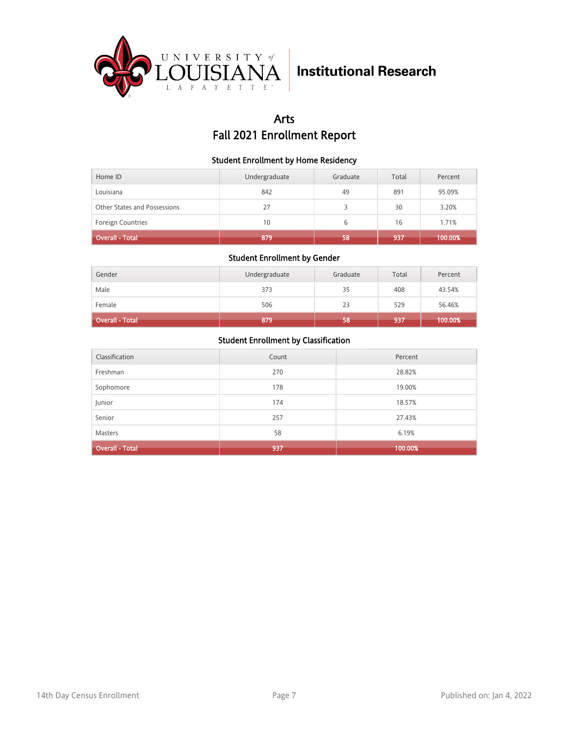University of Louisiana at Lafayette — Institutional Research

# Arts
# Fall 2021 Enrollment Report

### Student Enrollment by Home Residency

| Home ID | Undergraduate | Graduate | Total | Percent |
|---|---|---|---|---|
| Louisiana | 842 | 49 | 891 | 95.09% |
| Other States and Possessions | 27 | 3 | 30 | 3.20% |
| Foreign Countries | 10 | 6 | 16 | 1.71% |
| **Overall - Total** | **879** | **58** | **937** | **100.00%** |

### Student Enrollment by Gender

| Gender | Undergraduate | Graduate | Total | Percent |
|---|---|---|---|---|
| Male | 373 | 35 | 408 | 43.54% |
| Female | 506 | 23 | 529 | 56.46% |
| **Overall - Total** | **879** | **58** | **937** | **100.00%** |

### Student Enrollment by Classification

| Classification | Count | Percent |
|---|---|---|
| Freshman | 270 | 28.82% |
| Sophomore | 178 | 19.00% |
| Junior | 174 | 18.57% |
| Senior | 257 | 27.43% |
| Masters | 58 | 6.19% |
| **Overall - Total** | **937** | **100.00%** |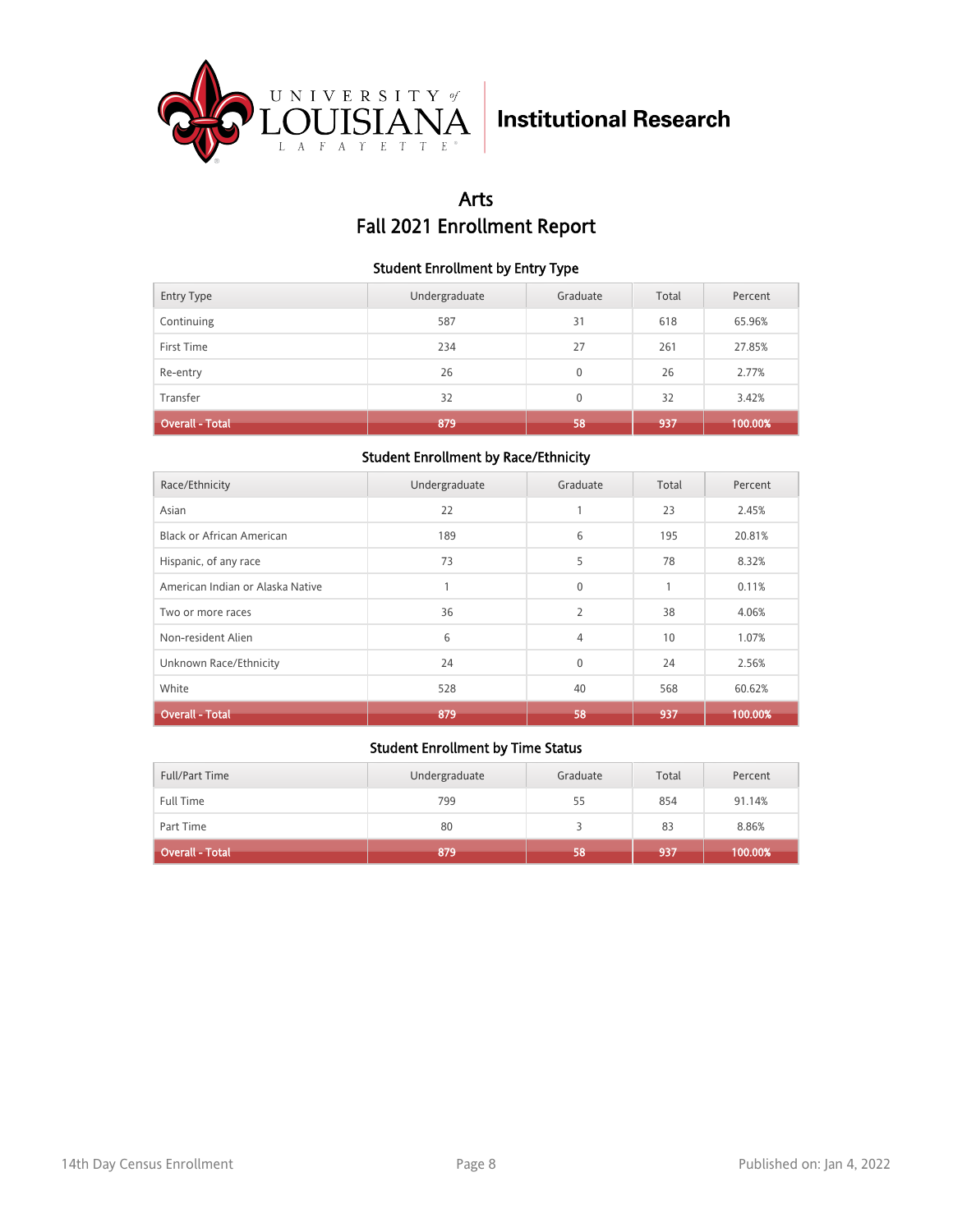University of Louisiana Lafayette — Institutional Research

# Arts
# Fall 2021 Enrollment Report

### Student Enrollment by Entry Type

| Entry Type | Undergraduate | Graduate | Total | Percent |
|---|---|---|---|---|
| Continuing | 587 | 31 | 618 | 65.96% |
| First Time | 234 | 27 | 261 | 27.85% |
| Re-entry | 26 | 0 | 26 | 2.77% |
| Transfer | 32 | 0 | 32 | 3.42% |
| **Overall - Total** | **879** | **58** | **937** | **100.00%** |

### Student Enrollment by Race/Ethnicity

| Race/Ethnicity | Undergraduate | Graduate | Total | Percent |
|---|---|---|---|---|
| Asian | 22 | 1 | 23 | 2.45% |
| Black or African American | 189 | 6 | 195 | 20.81% |
| Hispanic, of any race | 73 | 5 | 78 | 8.32% |
| American Indian or Alaska Native | 1 | 0 | 1 | 0.11% |
| Two or more races | 36 | 2 | 38 | 4.06% |
| Non-resident Alien | 6 | 4 | 10 | 1.07% |
| Unknown Race/Ethnicity | 24 | 0 | 24 | 2.56% |
| White | 528 | 40 | 568 | 60.62% |
| **Overall - Total** | **879** | **58** | **937** | **100.00%** |

### Student Enrollment by Time Status

| Full/Part Time | Undergraduate | Graduate | Total | Percent |
|---|---|---|---|---|
| Full Time | 799 | 55 | 854 | 91.14% |
| Part Time | 80 | 3 | 83 | 8.86% |
| **Overall - Total** | **879** | **58** | **937** | **100.00%** |

14th Day Census Enrollment — Published on: Jan 4, 2022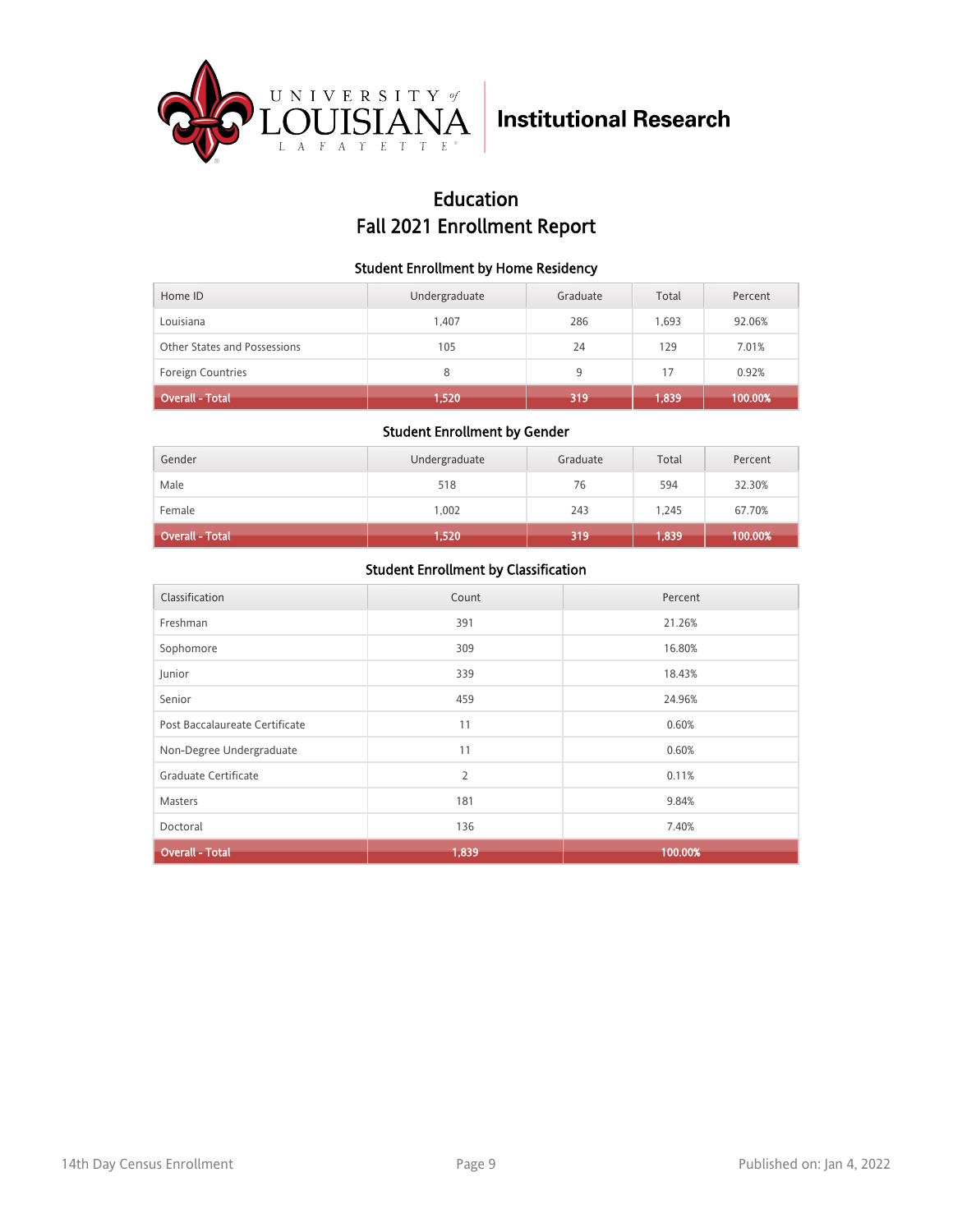University of Louisiana Lafayette — Institutional Research

# Education
# Fall 2021 Enrollment Report

### Student Enrollment by Home Residency

| Home ID | Undergraduate | Graduate | Total | Percent |
|---|---|---|---|---|
| Louisiana | 1,407 | 286 | 1,693 | 92.06% |
| Other States and Possessions | 105 | 24 | 129 | 7.01% |
| Foreign Countries | 8 | 9 | 17 | 0.92% |
| **Overall - Total** | **1,520** | **319** | **1,839** | **100.00%** |

### Student Enrollment by Gender

| Gender | Undergraduate | Graduate | Total | Percent |
|---|---|---|---|---|
| Male | 518 | 76 | 594 | 32.30% |
| Female | 1,002 | 243 | 1,245 | 67.70% |
| **Overall - Total** | **1,520** | **319** | **1,839** | **100.00%** |

### Student Enrollment by Classification

| Classification | Count | Percent |
|---|---|---|
| Freshman | 391 | 21.26% |
| Sophomore | 309 | 16.80% |
| Junior | 339 | 18.43% |
| Senior | 459 | 24.96% |
| Post Baccalaureate Certificate | 11 | 0.60% |
| Non-Degree Undergraduate | 11 | 0.60% |
| Graduate Certificate | 2 | 0.11% |
| Masters | 181 | 9.84% |
| Doctoral | 136 | 7.40% |
| **Overall - Total** | **1,839** | **100.00%** |

14th Day Census Enrollment — Published on: Jan 4, 2022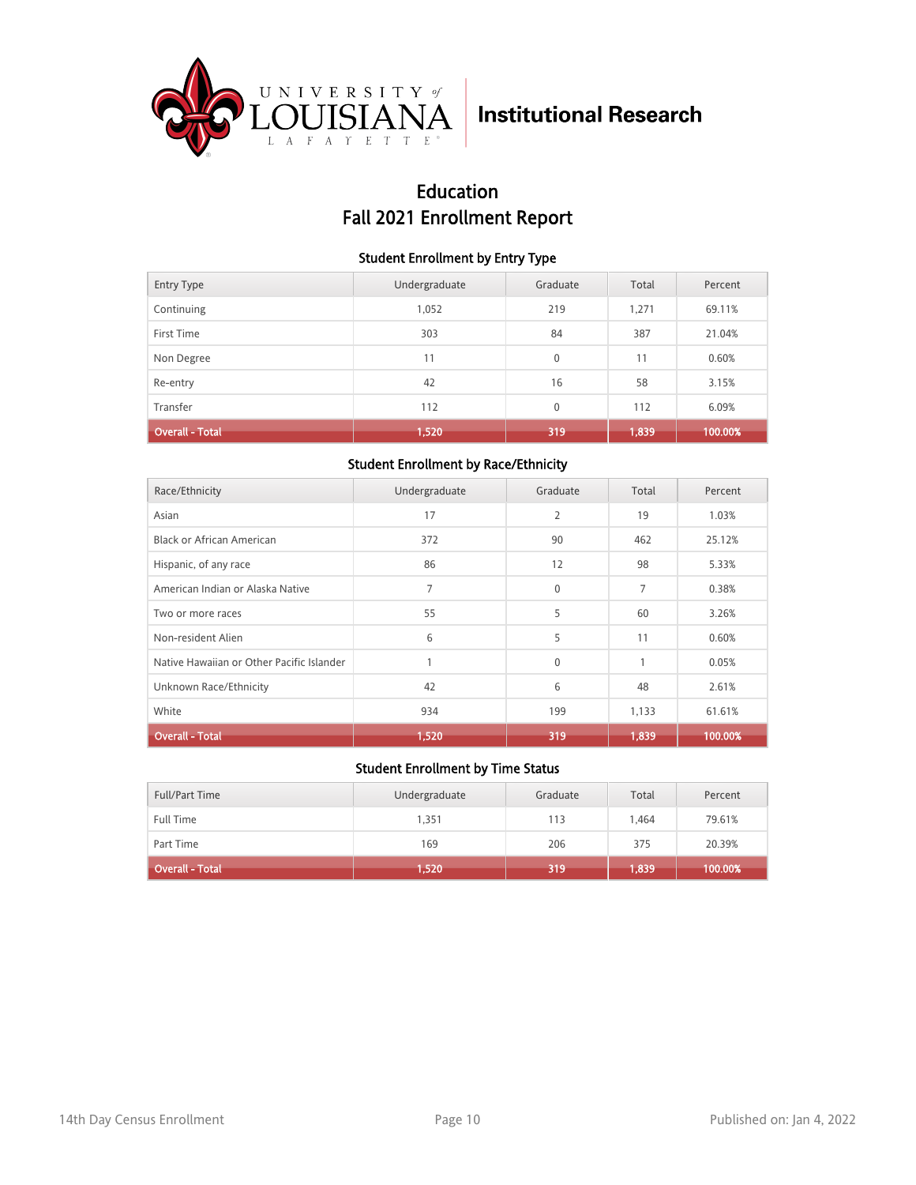University of Louisiana Lafayette | Institutional Research

# Education
# Fall 2021 Enrollment Report

### Student Enrollment by Entry Type

| Entry Type | Undergraduate | Graduate | Total | Percent |
|---|---|---|---|---|
| Continuing | 1,052 | 219 | 1,271 | 69.11% |
| First Time | 303 | 84 | 387 | 21.04% |
| Non Degree | 11 | 0 | 11 | 0.60% |
| Re-entry | 42 | 16 | 58 | 3.15% |
| Transfer | 112 | 0 | 112 | 6.09% |
| **Overall - Total** | **1,520** | **319** | **1,839** | **100.00%** |

### Student Enrollment by Race/Ethnicity

| Race/Ethnicity | Undergraduate | Graduate | Total | Percent |
|---|---|---|---|---|
| Asian | 17 | 2 | 19 | 1.03% |
| Black or African American | 372 | 90 | 462 | 25.12% |
| Hispanic, of any race | 86 | 12 | 98 | 5.33% |
| American Indian or Alaska Native | 7 | 0 | 7 | 0.38% |
| Two or more races | 55 | 5 | 60 | 3.26% |
| Non-resident Alien | 6 | 5 | 11 | 0.60% |
| Native Hawaiian or Other Pacific Islander | 1 | 0 | 1 | 0.05% |
| Unknown Race/Ethnicity | 42 | 6 | 48 | 2.61% |
| White | 934 | 199 | 1,133 | 61.61% |
| **Overall - Total** | **1,520** | **319** | **1,839** | **100.00%** |

### Student Enrollment by Time Status

| Full/Part Time | Undergraduate | Graduate | Total | Percent |
|---|---|---|---|---|
| Full Time | 1,351 | 113 | 1,464 | 79.61% |
| Part Time | 169 | 206 | 375 | 20.39% |
| **Overall - Total** | **1,520** | **319** | **1,839** | **100.00%** |

14th Day Census Enrollment

Published on: Jan 4, 2022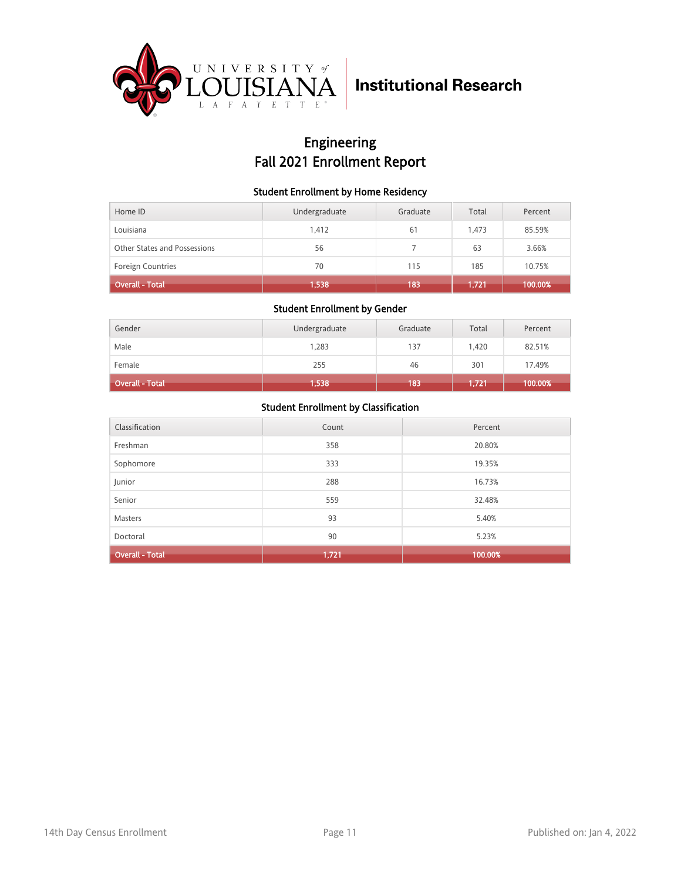# Engineering
## Fall 2021 Enrollment Report

### Student Enrollment by Home Residency

| Home ID | Undergraduate | Graduate | Total | Percent |
|---|---|---|---|---|
| Louisiana | 1,412 | 61 | 1,473 | 85.59% |
| Other States and Possessions | 56 | 7 | 63 | 3.66% |
| Foreign Countries | 70 | 115 | 185 | 10.75% |
| **Overall - Total** | **1,538** | **183** | **1,721** | **100.00%** |

### Student Enrollment by Gender

| Gender | Undergraduate | Graduate | Total | Percent |
|---|---|---|---|---|
| Male | 1,283 | 137 | 1,420 | 82.51% |
| Female | 255 | 46 | 301 | 17.49% |
| **Overall - Total** | **1,538** | **183** | **1,721** | **100.00%** |

### Student Enrollment by Classification

| Classification | Count | Percent |
|---|---|---|
| Freshman | 358 | 20.80% |
| Sophomore | 333 | 19.35% |
| Junior | 288 | 16.73% |
| Senior | 559 | 32.48% |
| Masters | 93 | 5.40% |
| Doctoral | 90 | 5.23% |
| **Overall - Total** | **1,721** | **100.00%** |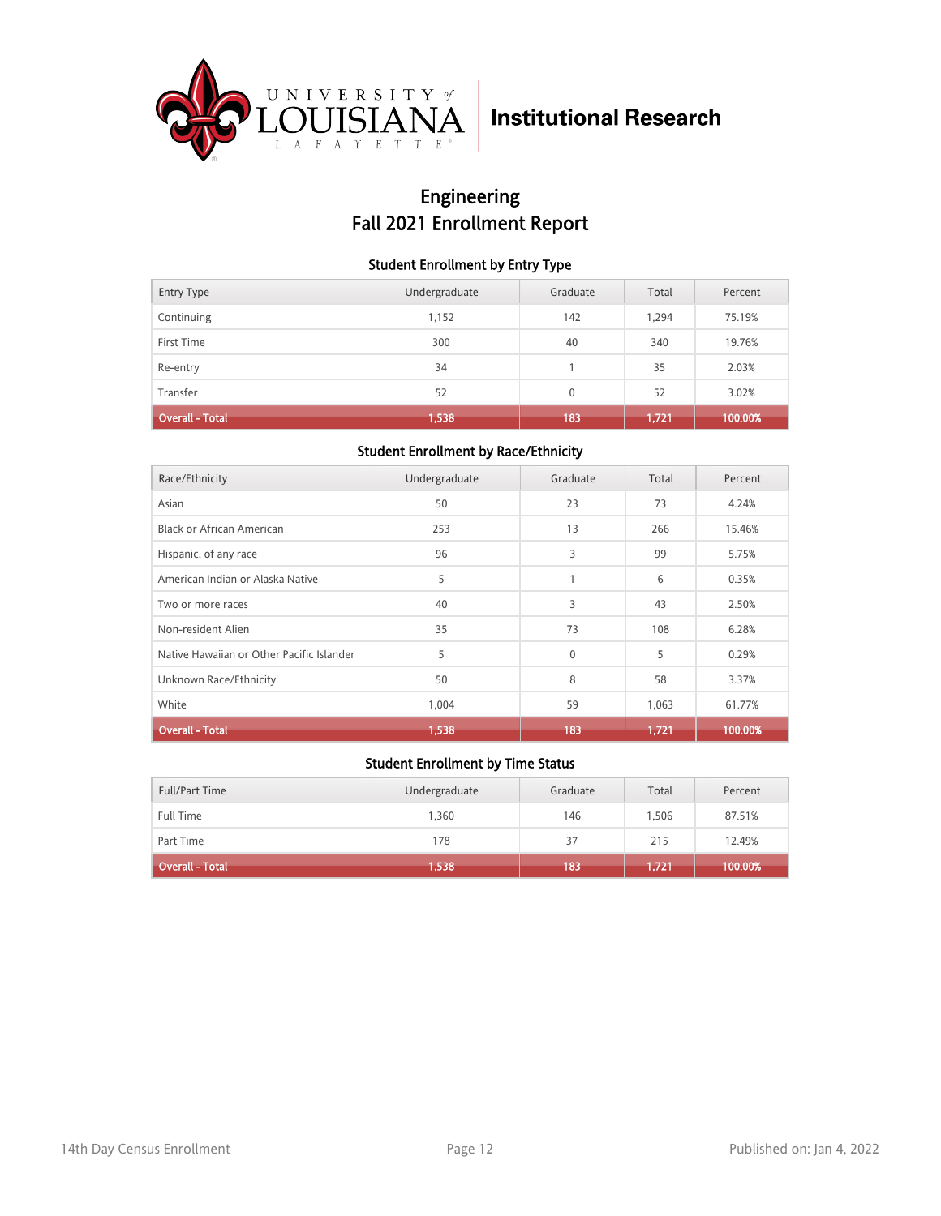University of Louisiana Lafayette — Institutional Research

# Engineering
# Fall 2021 Enrollment Report

### Student Enrollment by Entry Type

| Entry Type | Undergraduate | Graduate | Total | Percent |
|---|---|---|---|---|
| Continuing | 1,152 | 142 | 1,294 | 75.19% |
| First Time | 300 | 40 | 340 | 19.76% |
| Re-entry | 34 | 1 | 35 | 2.03% |
| Transfer | 52 | 0 | 52 | 3.02% |
| **Overall - Total** | **1,538** | **183** | **1,721** | **100.00%** |

### Student Enrollment by Race/Ethnicity

| Race/Ethnicity | Undergraduate | Graduate | Total | Percent |
|---|---|---|---|---|
| Asian | 50 | 23 | 73 | 4.24% |
| Black or African American | 253 | 13 | 266 | 15.46% |
| Hispanic, of any race | 96 | 3 | 99 | 5.75% |
| American Indian or Alaska Native | 5 | 1 | 6 | 0.35% |
| Two or more races | 40 | 3 | 43 | 2.50% |
| Non-resident Alien | 35 | 73 | 108 | 6.28% |
| Native Hawaiian or Other Pacific Islander | 5 | 0 | 5 | 0.29% |
| Unknown Race/Ethnicity | 50 | 8 | 58 | 3.37% |
| White | 1,004 | 59 | 1,063 | 61.77% |
| **Overall - Total** | **1,538** | **183** | **1,721** | **100.00%** |

### Student Enrollment by Time Status

| Full/Part Time | Undergraduate | Graduate | Total | Percent |
|---|---|---|---|---|
| Full Time | 1,360 | 146 | 1,506 | 87.51% |
| Part Time | 178 | 37 | 215 | 12.49% |
| **Overall - Total** | **1,538** | **183** | **1,721** | **100.00%** |

14th Day Census Enrollment — Published on: Jan 4, 2022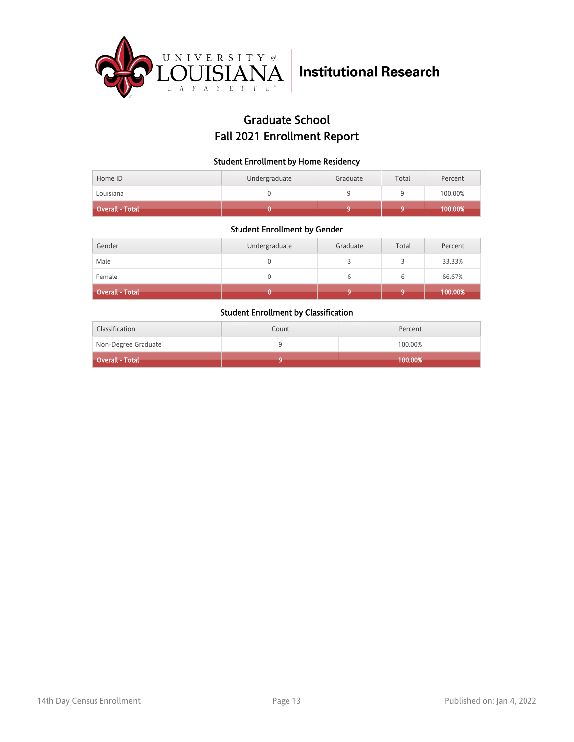University of Louisiana Lafayette — Institutional Research

# Graduate School
# Fall 2021 Enrollment Report

### Student Enrollment by Home Residency

| Home ID | Undergraduate | Graduate | Total | Percent |
|---|---|---|---|---|
| Louisiana | 0 | 9 | 9 | 100.00% |
| **Overall - Total** | **0** | **9** | **9** | **100.00%** |

### Student Enrollment by Gender

| Gender | Undergraduate | Graduate | Total | Percent |
|---|---|---|---|---|
| Male | 0 | 3 | 3 | 33.33% |
| Female | 0 | 6 | 6 | 66.67% |
| **Overall - Total** | **0** | **9** | **9** | **100.00%** |

### Student Enrollment by Classification

| Classification | Count | Percent |
|---|---|---|
| Non-Degree Graduate | 9 | 100.00% |
| **Overall - Total** | **9** | **100.00%** |

14th Day Census Enrollment

Published on: Jan 4, 2022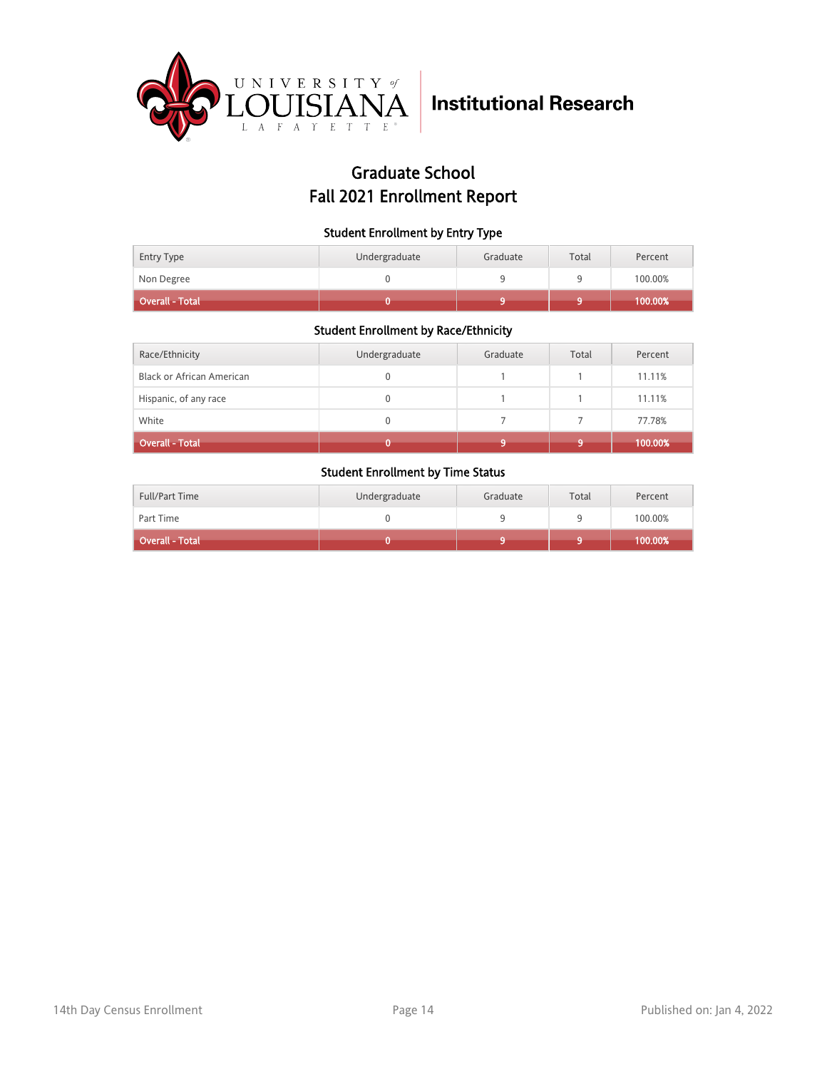Institutional Research

# Graduate School
# Fall 2021 Enrollment Report

### Student Enrollment by Entry Type

| Entry Type | Undergraduate | Graduate | Total | Percent |
|---|---|---|---|---|
| Non Degree | 0 | 9 | 9 | 100.00% |
| **Overall - Total** | **0** | **9** | **9** | **100.00%** |

### Student Enrollment by Race/Ethnicity

| Race/Ethnicity | Undergraduate | Graduate | Total | Percent |
|---|---|---|---|---|
| Black or African American | 0 | 1 | 1 | 11.11% |
| Hispanic, of any race | 0 | 1 | 1 | 11.11% |
| White | 0 | 7 | 7 | 77.78% |
| **Overall - Total** | **0** | **9** | **9** | **100.00%** |

### Student Enrollment by Time Status

| Full/Part Time | Undergraduate | Graduate | Total | Percent |
|---|---|---|---|---|
| Part Time | 0 | 9 | 9 | 100.00% |
| **Overall - Total** | **0** | **9** | **9** | **100.00%** |

14th Day Census Enrollment

Published on: Jan 4, 2022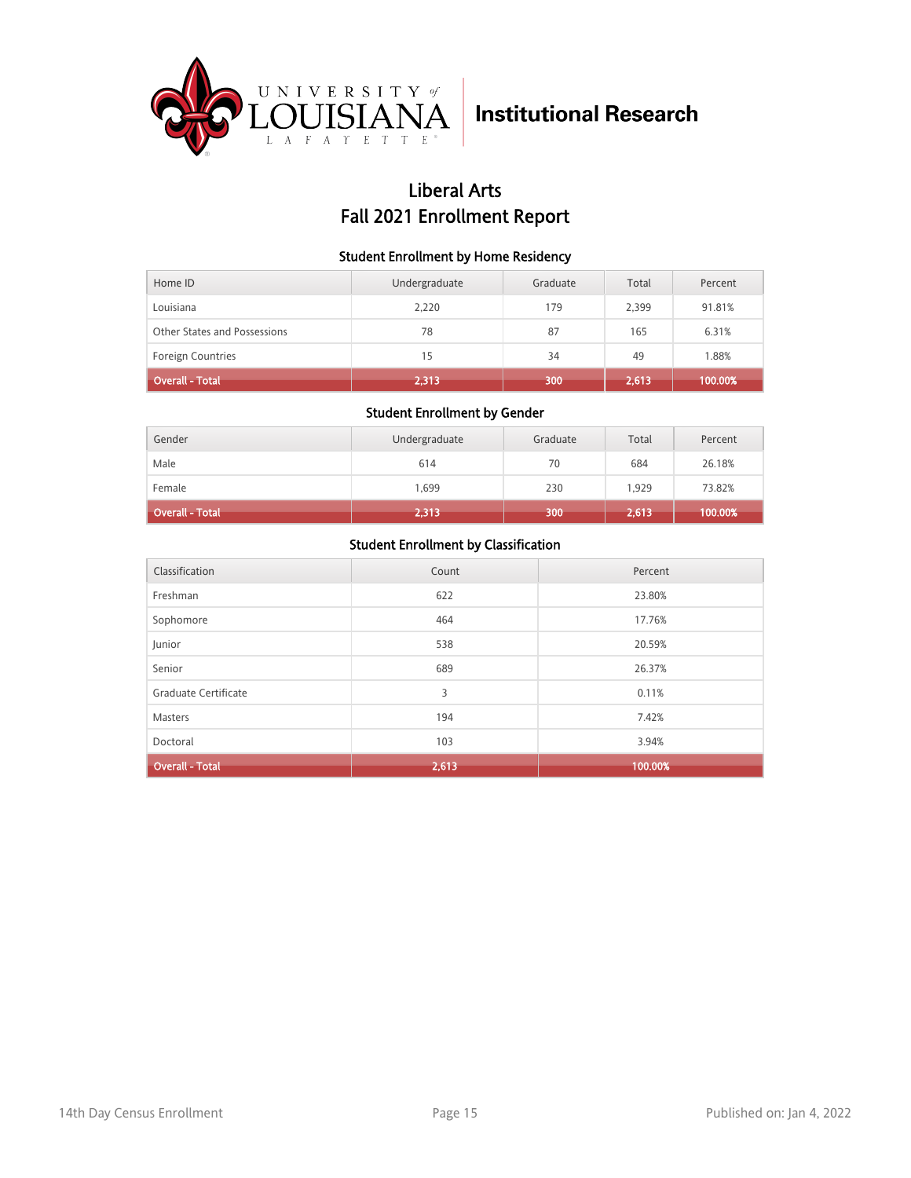University of Louisiana Lafayette | Institutional Research

# Liberal Arts
# Fall 2021 Enrollment Report

### Student Enrollment by Home Residency

| Home ID | Undergraduate | Graduate | Total | Percent |
|---|---|---|---|---|
| Louisiana | 2,220 | 179 | 2,399 | 91.81% |
| Other States and Possessions | 78 | 87 | 165 | 6.31% |
| Foreign Countries | 15 | 34 | 49 | 1.88% |
| **Overall - Total** | **2,313** | **300** | **2,613** | **100.00%** |

### Student Enrollment by Gender

| Gender | Undergraduate | Graduate | Total | Percent |
|---|---|---|---|---|
| Male | 614 | 70 | 684 | 26.18% |
| Female | 1,699 | 230 | 1,929 | 73.82% |
| **Overall - Total** | **2,313** | **300** | **2,613** | **100.00%** |

### Student Enrollment by Classification

| Classification | Count | Percent |
|---|---|---|
| Freshman | 622 | 23.80% |
| Sophomore | 464 | 17.76% |
| Junior | 538 | 20.59% |
| Senior | 689 | 26.37% |
| Graduate Certificate | 3 | 0.11% |
| Masters | 194 | 7.42% |
| Doctoral | 103 | 3.94% |
| **Overall - Total** | **2,613** | **100.00%** |

14th Day Census Enrollment

Published on: Jan 4, 2022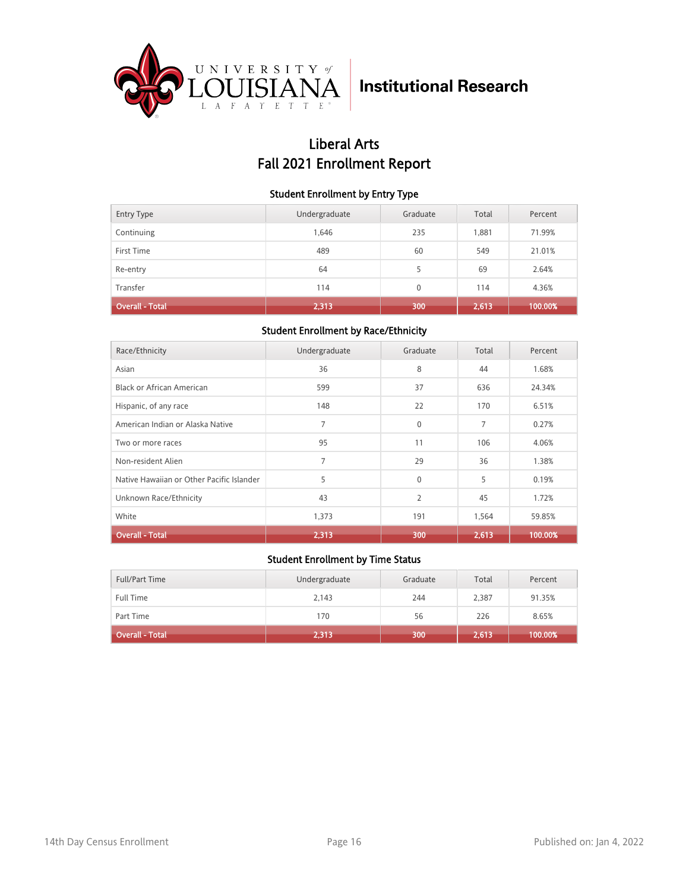University of Louisiana at Lafayette — Institutional Research

# Liberal Arts
# Fall 2021 Enrollment Report

### Student Enrollment by Entry Type

| Entry Type | Undergraduate | Graduate | Total | Percent |
|---|---|---|---|---|
| Continuing | 1,646 | 235 | 1,881 | 71.99% |
| First Time | 489 | 60 | 549 | 21.01% |
| Re-entry | 64 | 5 | 69 | 2.64% |
| Transfer | 114 | 0 | 114 | 4.36% |
| **Overall - Total** | **2,313** | **300** | **2,613** | **100.00%** |

### Student Enrollment by Race/Ethnicity

| Race/Ethnicity | Undergraduate | Graduate | Total | Percent |
|---|---|---|---|---|
| Asian | 36 | 8 | 44 | 1.68% |
| Black or African American | 599 | 37 | 636 | 24.34% |
| Hispanic, of any race | 148 | 22 | 170 | 6.51% |
| American Indian or Alaska Native | 7 | 0 | 7 | 0.27% |
| Two or more races | 95 | 11 | 106 | 4.06% |
| Non-resident Alien | 7 | 29 | 36 | 1.38% |
| Native Hawaiian or Other Pacific Islander | 5 | 0 | 5 | 0.19% |
| Unknown Race/Ethnicity | 43 | 2 | 45 | 1.72% |
| White | 1,373 | 191 | 1,564 | 59.85% |
| **Overall - Total** | **2,313** | **300** | **2,613** | **100.00%** |

### Student Enrollment by Time Status

| Full/Part Time | Undergraduate | Graduate | Total | Percent |
|---|---|---|---|---|
| Full Time | 2,143 | 244 | 2,387 | 91.35% |
| Part Time | 170 | 56 | 226 | 8.65% |
| **Overall - Total** | **2,313** | **300** | **2,613** | **100.00%** |

14th Day Census Enrollment

Published on: Jan 4, 2022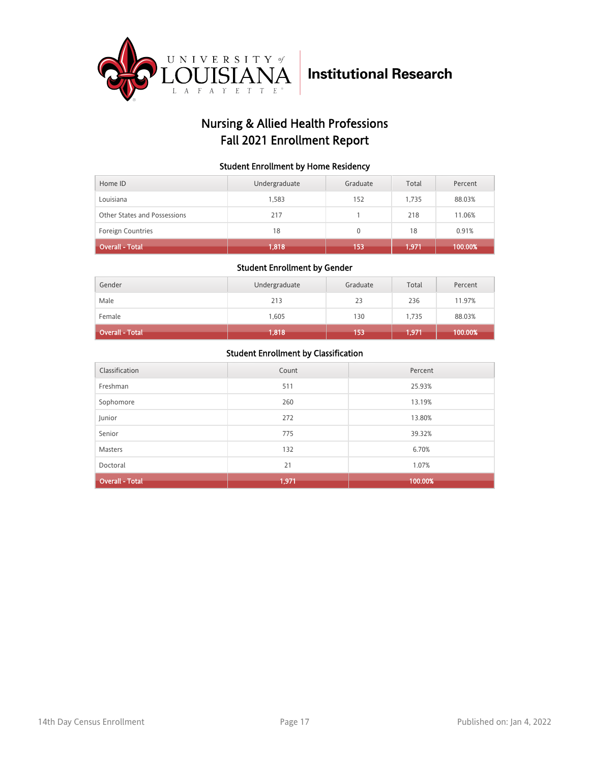University of Louisiana Lafayette — Institutional Research

# Nursing & Allied Health Professions
# Fall 2021 Enrollment Report

### Student Enrollment by Home Residency

| Home ID | Undergraduate | Graduate | Total | Percent |
|---|---|---|---|---|
| Louisiana | 1,583 | 152 | 1,735 | 88.03% |
| Other States and Possessions | 217 | 1 | 218 | 11.06% |
| Foreign Countries | 18 | 0 | 18 | 0.91% |
| **Overall - Total** | **1,818** | **153** | **1,971** | **100.00%** |

### Student Enrollment by Gender

| Gender | Undergraduate | Graduate | Total | Percent |
|---|---|---|---|---|
| Male | 213 | 23 | 236 | 11.97% |
| Female | 1,605 | 130 | 1,735 | 88.03% |
| **Overall - Total** | **1,818** | **153** | **1,971** | **100.00%** |

### Student Enrollment by Classification

| Classification | Count | Percent |
|---|---|---|
| Freshman | 511 | 25.93% |
| Sophomore | 260 | 13.19% |
| Junior | 272 | 13.80% |
| Senior | 775 | 39.32% |
| Masters | 132 | 6.70% |
| Doctoral | 21 | 1.07% |
| **Overall - Total** | **1,971** | **100.00%** |

14th Day Census Enrollment — Published on: Jan 4, 2022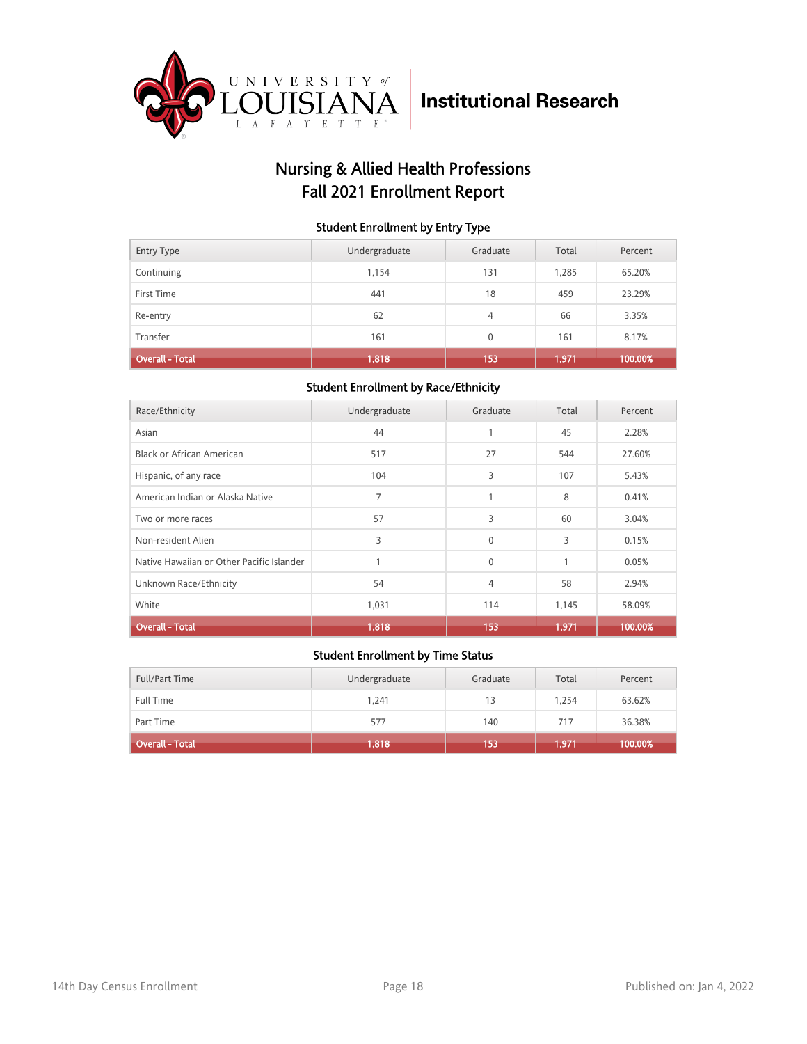University of Louisiana Lafayette | Institutional Research

# Nursing & Allied Health Professions
# Fall 2021 Enrollment Report

### Student Enrollment by Entry Type

| Entry Type | Undergraduate | Graduate | Total | Percent |
|---|---|---|---|---|
| Continuing | 1,154 | 131 | 1,285 | 65.20% |
| First Time | 441 | 18 | 459 | 23.29% |
| Re-entry | 62 | 4 | 66 | 3.35% |
| Transfer | 161 | 0 | 161 | 8.17% |
| **Overall - Total** | **1,818** | **153** | **1,971** | **100.00%** |

### Student Enrollment by Race/Ethnicity

| Race/Ethnicity | Undergraduate | Graduate | Total | Percent |
|---|---|---|---|---|
| Asian | 44 | 1 | 45 | 2.28% |
| Black or African American | 517 | 27 | 544 | 27.60% |
| Hispanic, of any race | 104 | 3 | 107 | 5.43% |
| American Indian or Alaska Native | 7 | 1 | 8 | 0.41% |
| Two or more races | 57 | 3 | 60 | 3.04% |
| Non-resident Alien | 3 | 0 | 3 | 0.15% |
| Native Hawaiian or Other Pacific Islander | 1 | 0 | 1 | 0.05% |
| Unknown Race/Ethnicity | 54 | 4 | 58 | 2.94% |
| White | 1,031 | 114 | 1,145 | 58.09% |
| **Overall - Total** | **1,818** | **153** | **1,971** | **100.00%** |

### Student Enrollment by Time Status

| Full/Part Time | Undergraduate | Graduate | Total | Percent |
|---|---|---|---|---|
| Full Time | 1,241 | 13 | 1,254 | 63.62% |
| Part Time | 577 | 140 | 717 | 36.38% |
| **Overall - Total** | **1,818** | **153** | **1,971** | **100.00%** |

14th Day Census Enrollment | Published on: Jan 4, 2022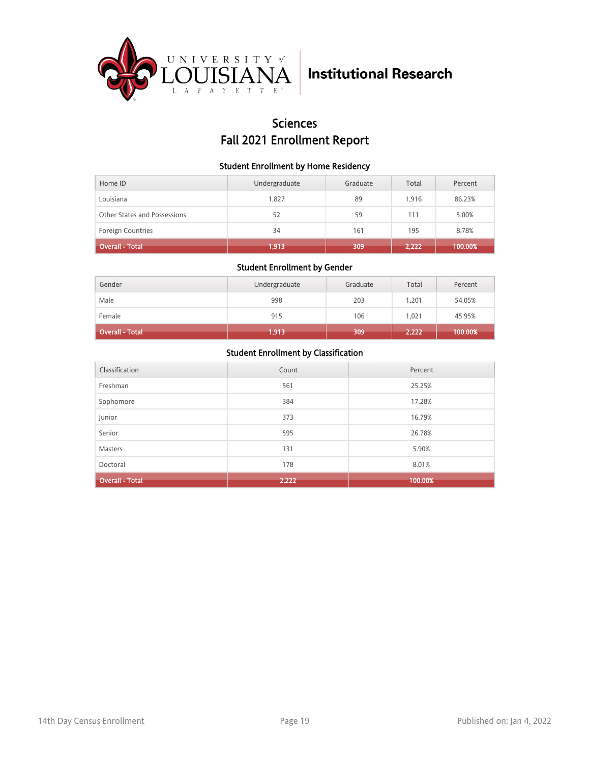University of Louisiana Lafayette — Institutional Research

# Sciences
# Fall 2021 Enrollment Report

### Student Enrollment by Home Residency

| Home ID | Undergraduate | Graduate | Total | Percent |
|---|---|---|---|---|
| Louisiana | 1,827 | 89 | 1,916 | 86.23% |
| Other States and Possessions | 52 | 59 | 111 | 5.00% |
| Foreign Countries | 34 | 161 | 195 | 8.78% |
| Overall - Total | 1,913 | 309 | 2,222 | 100.00% |

### Student Enrollment by Gender

| Gender | Undergraduate | Graduate | Total | Percent |
|---|---|---|---|---|
| Male | 998 | 203 | 1,201 | 54.05% |
| Female | 915 | 106 | 1,021 | 45.95% |
| Overall - Total | 1,913 | 309 | 2,222 | 100.00% |

### Student Enrollment by Classification

| Classification | Count | Percent |
|---|---|---|
| Freshman | 561 | 25.25% |
| Sophomore | 384 | 17.28% |
| Junior | 373 | 16.79% |
| Senior | 595 | 26.78% |
| Masters | 131 | 5.90% |
| Doctoral | 178 | 8.01% |
| Overall - Total | 2,222 | 100.00% |

14th Day Census Enrollment — Published on: Jan 4, 2022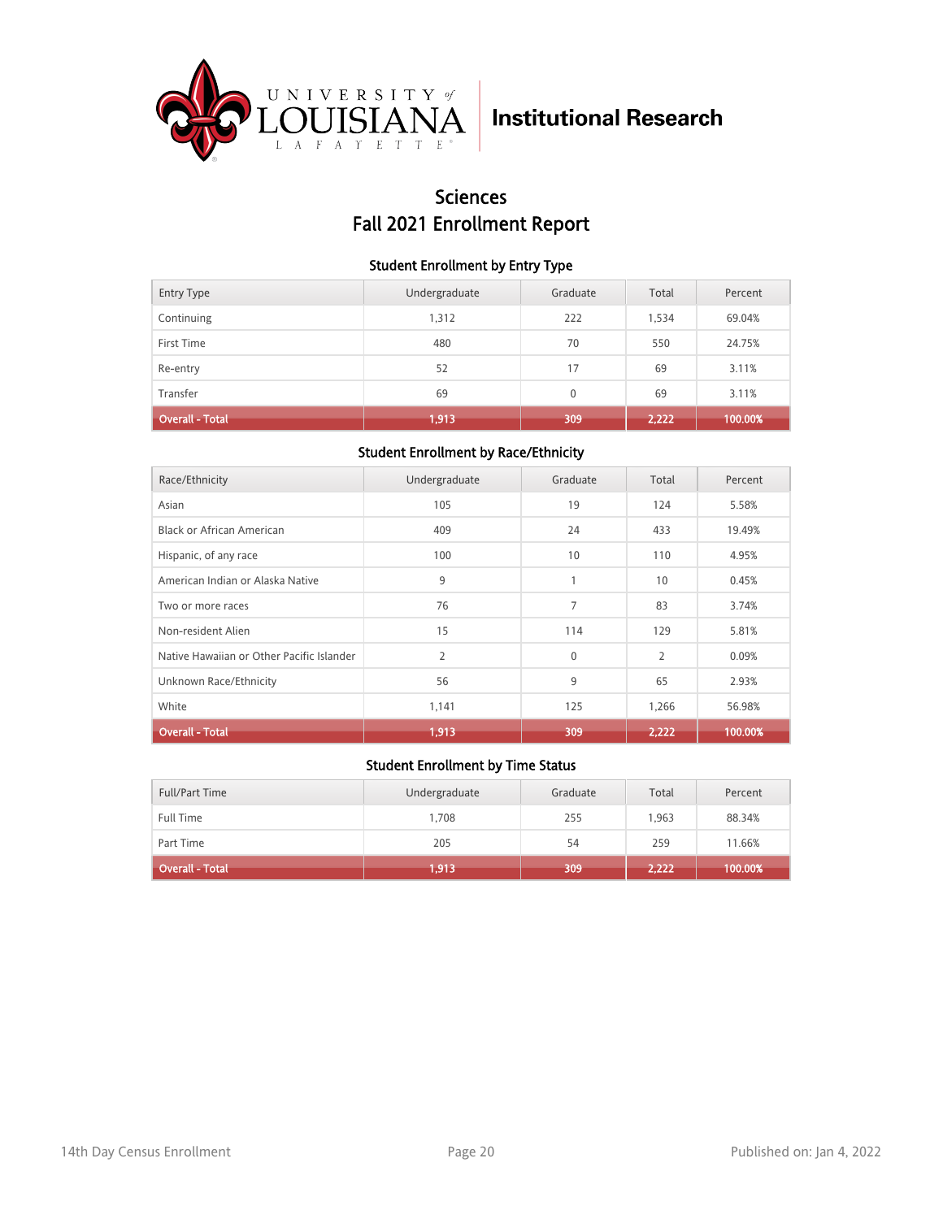University of Louisiana Lafayette | Institutional Research

# Sciences
# Fall 2021 Enrollment Report

### Student Enrollment by Entry Type

| Entry Type | Undergraduate | Graduate | Total | Percent |
|---|---|---|---|---|
| Continuing | 1,312 | 222 | 1,534 | 69.04% |
| First Time | 480 | 70 | 550 | 24.75% |
| Re-entry | 52 | 17 | 69 | 3.11% |
| Transfer | 69 | 0 | 69 | 3.11% |
| **Overall - Total** | **1,913** | **309** | **2,222** | **100.00%** |

### Student Enrollment by Race/Ethnicity

| Race/Ethnicity | Undergraduate | Graduate | Total | Percent |
|---|---|---|---|---|
| Asian | 105 | 19 | 124 | 5.58% |
| Black or African American | 409 | 24 | 433 | 19.49% |
| Hispanic, of any race | 100 | 10 | 110 | 4.95% |
| American Indian or Alaska Native | 9 | 1 | 10 | 0.45% |
| Two or more races | 76 | 7 | 83 | 3.74% |
| Non-resident Alien | 15 | 114 | 129 | 5.81% |
| Native Hawaiian or Other Pacific Islander | 2 | 0 | 2 | 0.09% |
| Unknown Race/Ethnicity | 56 | 9 | 65 | 2.93% |
| White | 1,141 | 125 | 1,266 | 56.98% |
| **Overall - Total** | **1,913** | **309** | **2,222** | **100.00%** |

### Student Enrollment by Time Status

| Full/Part Time | Undergraduate | Graduate | Total | Percent |
|---|---|---|---|---|
| Full Time | 1,708 | 255 | 1,963 | 88.34% |
| Part Time | 205 | 54 | 259 | 11.66% |
| **Overall - Total** | **1,913** | **309** | **2,222** | **100.00%** |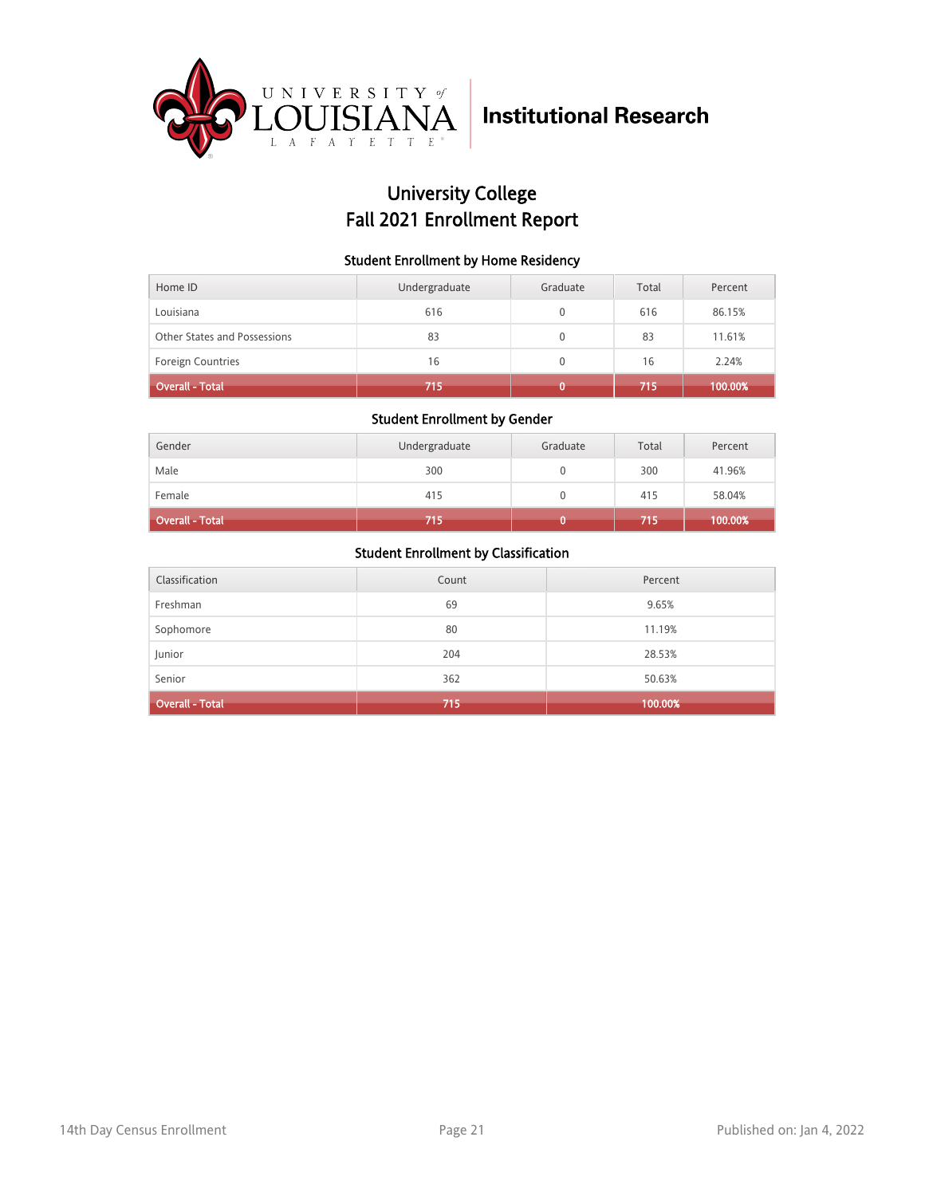University of Louisiana Lafayette | Institutional Research

# University College
# Fall 2021 Enrollment Report

### Student Enrollment by Home Residency

| Home ID | Undergraduate | Graduate | Total | Percent |
|---|---|---|---|---|
| Louisiana | 616 | 0 | 616 | 86.15% |
| Other States and Possessions | 83 | 0 | 83 | 11.61% |
| Foreign Countries | 16 | 0 | 16 | 2.24% |
| **Overall - Total** | **715** | **0** | **715** | **100.00%** |

### Student Enrollment by Gender

| Gender | Undergraduate | Graduate | Total | Percent |
|---|---|---|---|---|
| Male | 300 | 0 | 300 | 41.96% |
| Female | 415 | 0 | 415 | 58.04% |
| **Overall - Total** | **715** | **0** | **715** | **100.00%** |

### Student Enrollment by Classification

| Classification | Count | Percent |
|---|---|---|
| Freshman | 69 | 9.65% |
| Sophomore | 80 | 11.19% |
| Junior | 204 | 28.53% |
| Senior | 362 | 50.63% |
| **Overall - Total** | **715** | **100.00%** |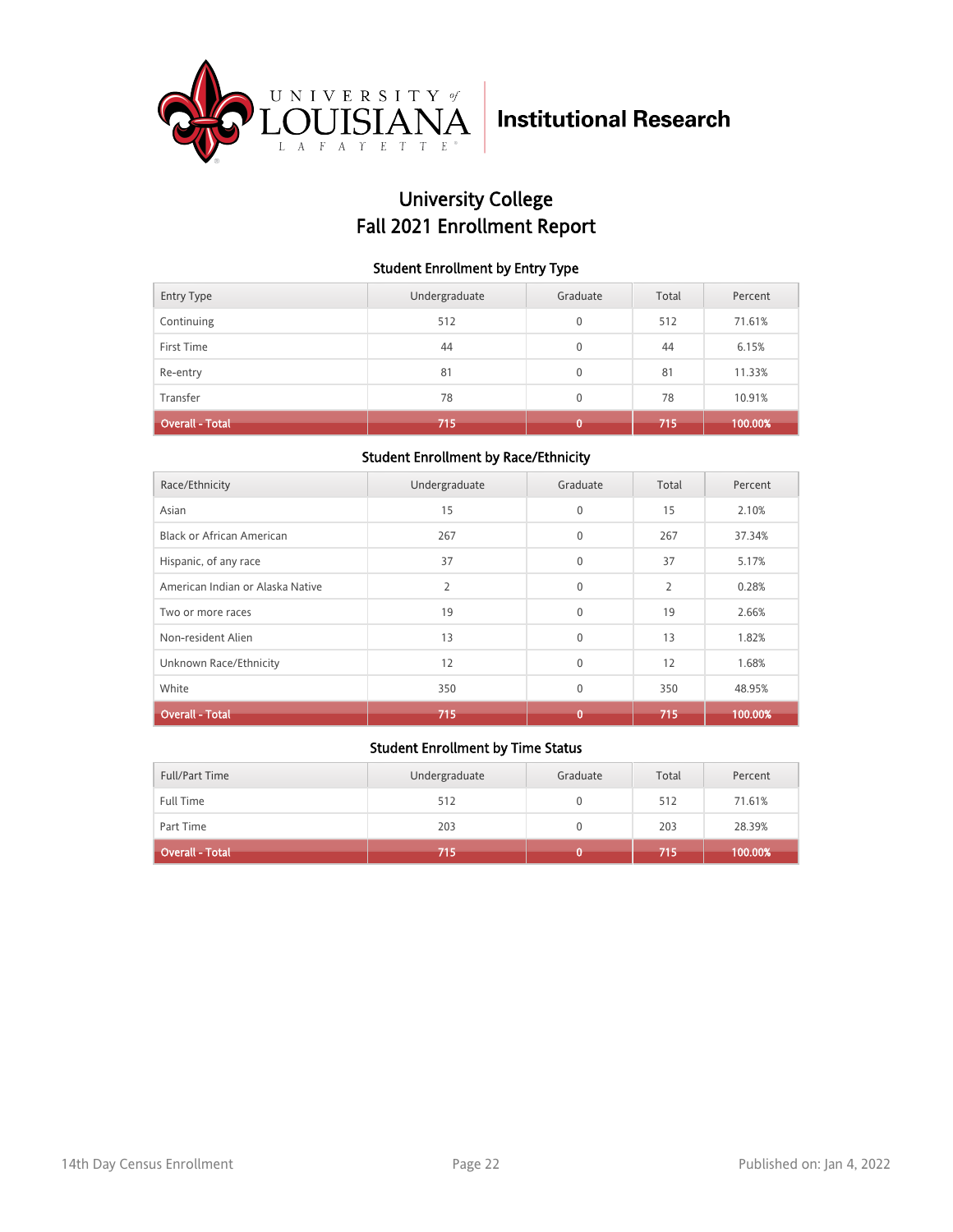University of Louisiana Lafayette | Institutional Research

# University College
# Fall 2021 Enrollment Report

### Student Enrollment by Entry Type

| Entry Type | Undergraduate | Graduate | Total | Percent |
|---|---|---|---|---|
| Continuing | 512 | 0 | 512 | 71.61% |
| First Time | 44 | 0 | 44 | 6.15% |
| Re-entry | 81 | 0 | 81 | 11.33% |
| Transfer | 78 | 0 | 78 | 10.91% |
| **Overall - Total** | **715** | **0** | **715** | **100.00%** |

### Student Enrollment by Race/Ethnicity

| Race/Ethnicity | Undergraduate | Graduate | Total | Percent |
|---|---|---|---|---|
| Asian | 15 | 0 | 15 | 2.10% |
| Black or African American | 267 | 0 | 267 | 37.34% |
| Hispanic, of any race | 37 | 0 | 37 | 5.17% |
| American Indian or Alaska Native | 2 | 0 | 2 | 0.28% |
| Two or more races | 19 | 0 | 19 | 2.66% |
| Non-resident Alien | 13 | 0 | 13 | 1.82% |
| Unknown Race/Ethnicity | 12 | 0 | 12 | 1.68% |
| White | 350 | 0 | 350 | 48.95% |
| **Overall - Total** | **715** | **0** | **715** | **100.00%** |

### Student Enrollment by Time Status

| Full/Part Time | Undergraduate | Graduate | Total | Percent |
|---|---|---|---|---|
| Full Time | 512 | 0 | 512 | 71.61% |
| Part Time | 203 | 0 | 203 | 28.39% |
| **Overall - Total** | **715** | **0** | **715** | **100.00%** |